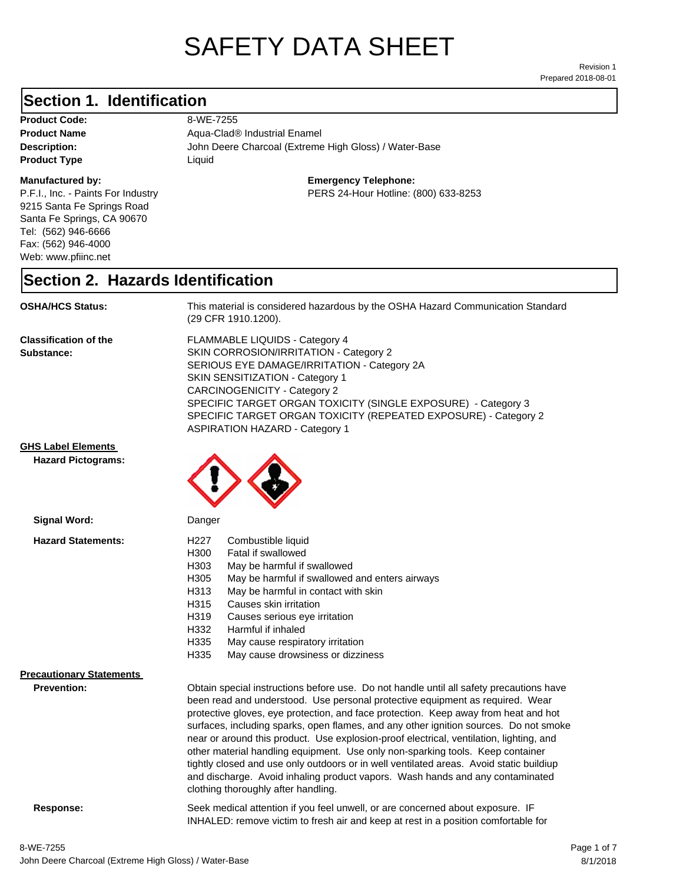# SAFETY DATA SHEET

Revision 1
Prepared 2018-08-01

## Section 1. Identification

**Product Code:** 8-WE-7255
**Product Name** Aqua-Clad® Industrial Enamel
**Description:** John Deere Charcoal (Extreme High Gloss) / Water-Base
**Product Type** Liquid

**Manufactured by:**
P.F.I., Inc. - Paints For Industry
9215 Santa Fe Springs Road
Santa Fe Springs, CA 90670
Tel: (562) 946-6666
Fax: (562) 946-4000
Web: www.pfiinc.net

**Emergency Telephone:**
PERS 24-Hour Hotline: (800) 633-8253

## Section 2. Hazards Identification

**OSHA/HCS Status:** This material is considered hazardous by the OSHA Hazard Communication Standard (29 CFR 1910.1200).

**Classification of the Substance:**
FLAMMABLE LIQUIDS - Category 4
SKIN CORROSION/IRRITATION - Category 2
SERIOUS EYE DAMAGE/IRRITATION - Category 2A
SKIN SENSITIZATION - Category 1
CARCINOGENICITY - Category 2
SPECIFIC TARGET ORGAN TOXICITY (SINGLE EXPOSURE) - Category 3
SPECIFIC TARGET ORGAN TOXICITY (REPEATED EXPOSURE) - Category 2
ASPIRATION HAZARD - Category 1

**GHS Label Elements**

**Hazard Pictograms:**

**Signal Word:** Danger

**Hazard Statements:**

| | |
|---|---|
| H227 | Combustible liquid |
| H300 | Fatal if swallowed |
| H303 | May be harmful if swallowed |
| H305 | May be harmful if swallowed and enters airways |
| H313 | May be harmful in contact with skin |
| H315 | Causes skin irritation |
| H319 | Causes serious eye irritation |
| H332 | Harmful if inhaled |
| H335 | May cause respiratory irritation |
| H335 | May cause drowsiness or dizziness |

**Precautionary Statements**

**Prevention:** Obtain special instructions before use. Do not handle until all safety precautions have been read and understood. Use personal protective equipment as required. Wear protective gloves, eye protection, and face protection. Keep away from heat and hot surfaces, including sparks, open flames, and any other ignition sources. Do not smoke near or around this product. Use explosion-proof electrical, ventilation, lighting, and other material handling equipment. Use only non-sparking tools. Keep container tightly closed and use only outdoors or in well ventilated areas. Avoid static buildiup and discharge. Avoid inhaling product vapors. Wash hands and any contaminated clothing thoroughly after handling.

**Response:** Seek medical attention if you feel unwell, or are concerned about exposure. IF INHALED: remove victim to fresh air and keep at rest in a position comfortable for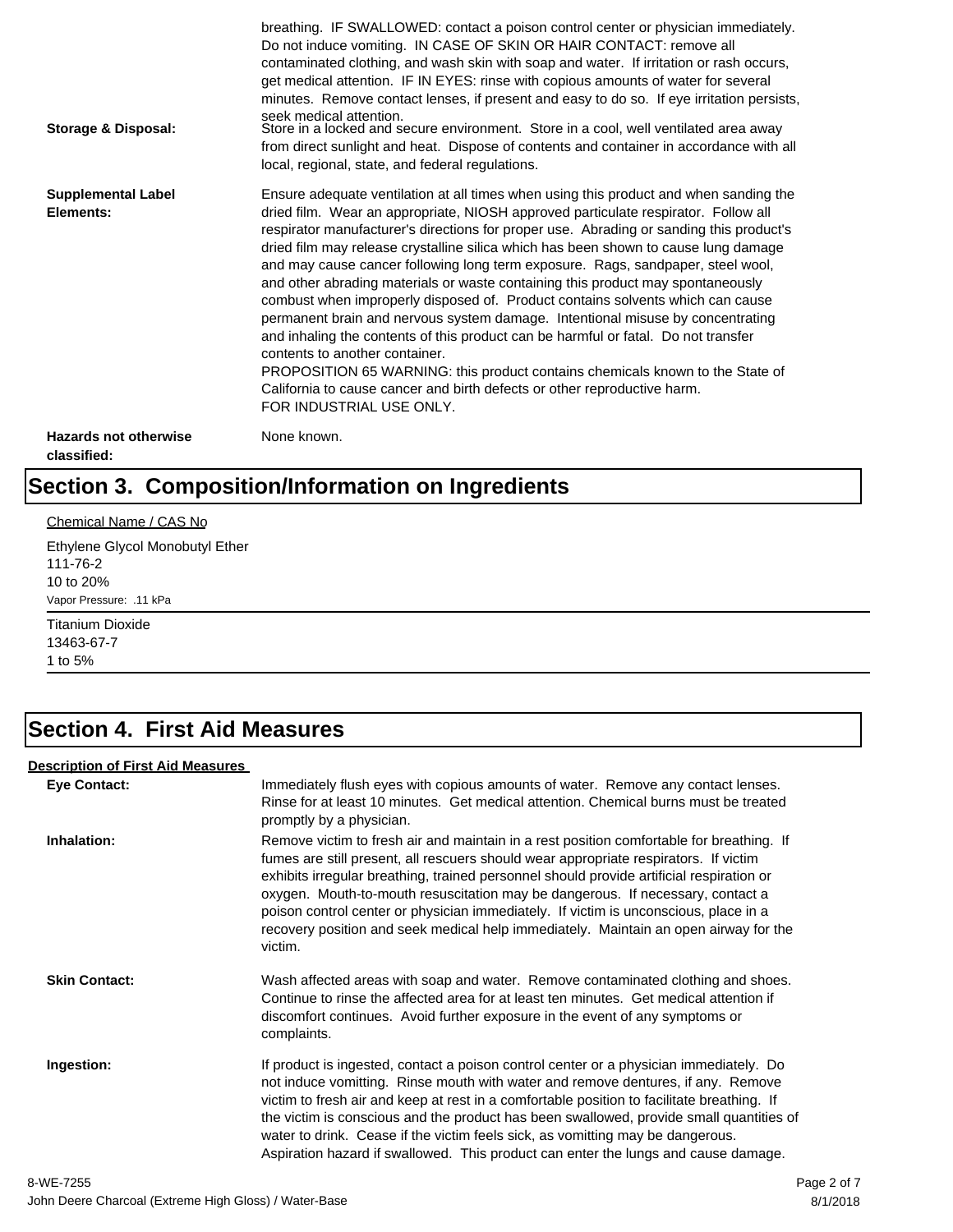breathing. IF SWALLOWED: contact a poison control center or physician immediately. Do not induce vomiting. IN CASE OF SKIN OR HAIR CONTACT: remove all contaminated clothing, and wash skin with soap and water. If irritation or rash occurs, get medical attention. IF IN EYES: rinse with copious amounts of water for several minutes. Remove contact lenses, if present and easy to do so. If eye irritation persists, seek medical attention.

**Storage & Disposal:** Store in a locked and secure environment. Store in a cool, well ventilated area away from direct sunlight and heat. Dispose of contents and container in accordance with all local, regional, state, and federal regulations.

**Supplemental Label Elements:** Ensure adequate ventilation at all times when using this product and when sanding the dried film. Wear an appropriate, NIOSH approved particulate respirator. Follow all respirator manufacturer's directions for proper use. Abrading or sanding this product's dried film may release crystalline silica which has been shown to cause lung damage and may cause cancer following long term exposure. Rags, sandpaper, steel wool, and other abrading materials or waste containing this product may spontaneously combust when improperly disposed of. Product contains solvents which can cause permanent brain and nervous system damage. Intentional misuse by concentrating and inhaling the contents of this product can be harmful or fatal. Do not transfer contents to another container.
PROPOSITION 65 WARNING: this product contains chemicals known to the State of California to cause cancer and birth defects or other reproductive harm.
FOR INDUSTRIAL USE ONLY.

**Hazards not otherwise classified:** None known.

# Section 3. Composition/Information on Ingredients

Chemical Name / CAS No

Ethylene Glycol Monobutyl Ether
111-76-2
10 to 20%
Vapor Pressure: .11 kPa

Titanium Dioxide
13463-67-7
1 to 5%

# Section 4. First Aid Measures

**Description of First Aid Measures**

**Eye Contact:** Immediately flush eyes with copious amounts of water. Remove any contact lenses. Rinse for at least 10 minutes. Get medical attention. Chemical burns must be treated promptly by a physician.

**Inhalation:** Remove victim to fresh air and maintain in a rest position comfortable for breathing. If fumes are still present, all rescuers should wear appropriate respirators. If victim exhibits irregular breathing, trained personnel should provide artificial respiration or oxygen. Mouth-to-mouth resuscitation may be dangerous. If necessary, contact a poison control center or physician immediately. If victim is unconscious, place in a recovery position and seek medical help immediately. Maintain an open airway for the victim.

**Skin Contact:** Wash affected areas with soap and water. Remove contaminated clothing and shoes. Continue to rinse the affected area for at least ten minutes. Get medical attention if discomfort continues. Avoid further exposure in the event of any symptoms or complaints.

**Ingestion:** If product is ingested, contact a poison control center or a physician immediately. Do not induce vomitting. Rinse mouth with water and remove dentures, if any. Remove victim to fresh air and keep at rest in a comfortable position to facilitate breathing. If the victim is conscious and the product has been swallowed, provide small quantities of water to drink. Cease if the victim feels sick, as vomitting may be dangerous. Aspiration hazard if swallowed. This product can enter the lungs and cause damage.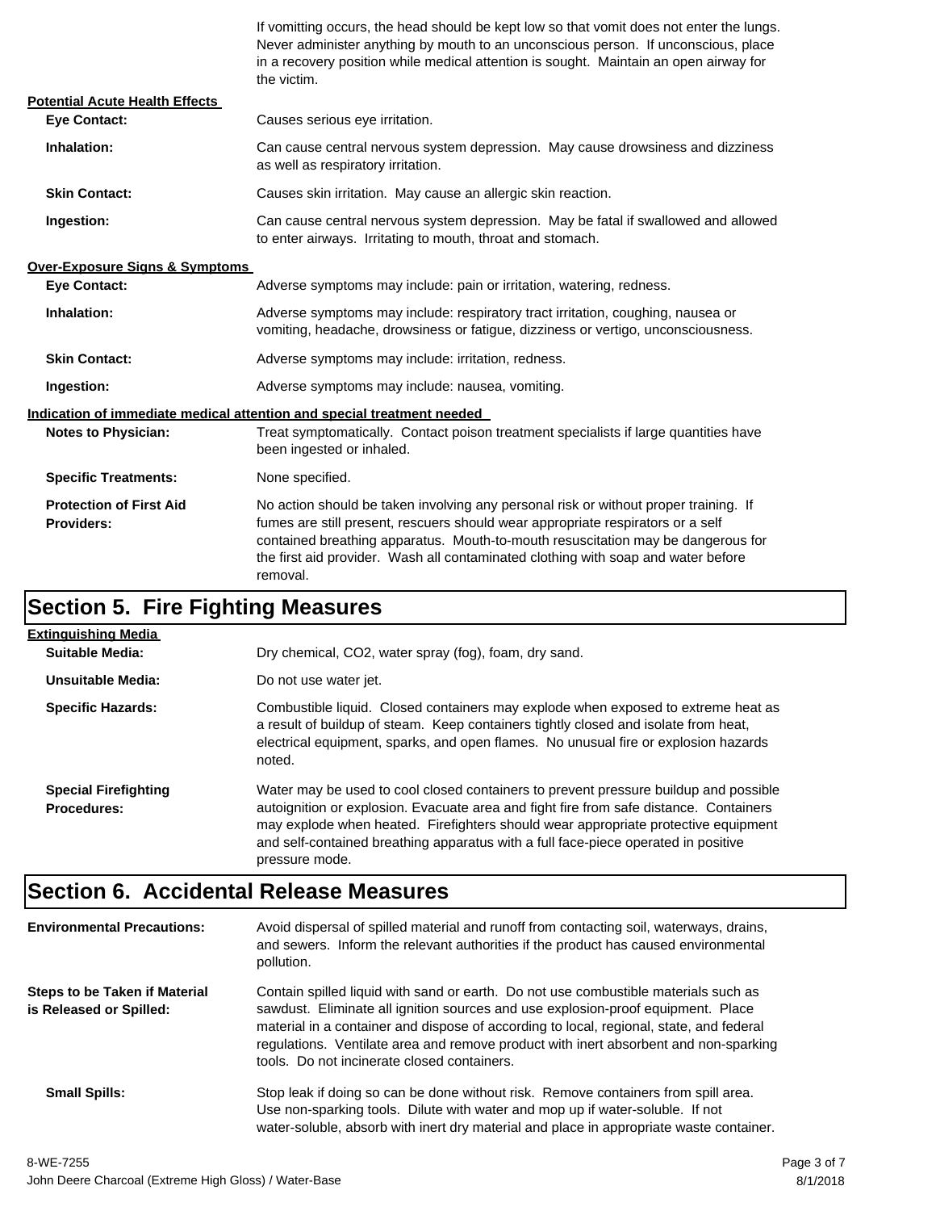If vomitting occurs, the head should be kept low so that vomit does not enter the lungs. Never administer anything by mouth to an unconscious person. If unconscious, place in a recovery position while medical attention is sought. Maintain an open airway for the victim.

**Potential Acute Health Effects**

| | |
|---|---|
| **Eye Contact:** | Causes serious eye irritation. |
| **Inhalation:** | Can cause central nervous system depression. May cause drowsiness and dizziness as well as respiratory irritation. |
| **Skin Contact:** | Causes skin irritation. May cause an allergic skin reaction. |
| **Ingestion:** | Can cause central nervous system depression. May be fatal if swallowed and allowed to enter airways. Irritating to mouth, throat and stomach. |

**Over-Exposure Signs & Symptoms**

| | |
|---|---|
| **Eye Contact:** | Adverse symptoms may include: pain or irritation, watering, redness. |
| **Inhalation:** | Adverse symptoms may include: respiratory tract irritation, coughing, nausea or vomiting, headache, drowsiness or fatigue, dizziness or vertigo, unconsciousness. |
| **Skin Contact:** | Adverse symptoms may include: irritation, redness. |
| **Ingestion:** | Adverse symptoms may include: nausea, vomiting. |

**Indication of immediate medical attention and special treatment needed**

| | |
|---|---|
| **Notes to Physician:** | Treat symptomatically. Contact poison treatment specialists if large quantities have been ingested or inhaled. |
| **Specific Treatments:** | None specified. |
| **Protection of First Aid Providers:** | No action should be taken involving any personal risk or without proper training. If fumes are still present, rescuers should wear appropriate respirators or a self contained breathing apparatus. Mouth-to-mouth resuscitation may be dangerous for the first aid provider. Wash all contaminated clothing with soap and water before removal. |

## Section 5. Fire Fighting Measures

**Extinguishing Media**

| | |
|---|---|
| **Suitable Media:** | Dry chemical, CO2, water spray (fog), foam, dry sand. |
| **Unsuitable Media:** | Do not use water jet. |
| **Specific Hazards:** | Combustible liquid. Closed containers may explode when exposed to extreme heat as a result of buildup of steam. Keep containers tightly closed and isolate from heat, electrical equipment, sparks, and open flames. No unusual fire or explosion hazards noted. |
| **Special Firefighting Procedures:** | Water may be used to cool closed containers to prevent pressure buildup and possible autoignition or explosion. Evacuate area and fight fire from safe distance. Containers may explode when heated. Firefighters should wear appropriate protective equipment and self-contained breathing apparatus with a full face-piece operated in positive pressure mode. |

## Section 6. Accidental Release Measures

| | |
|---|---|
| **Environmental Precautions:** | Avoid dispersal of spilled material and runoff from contacting soil, waterways, drains, and sewers. Inform the relevant authorities if the product has caused environmental pollution. |
| **Steps to be Taken if Material is Released or Spilled:** | Contain spilled liquid with sand or earth. Do not use combustible materials such as sawdust. Eliminate all ignition sources and use explosion-proof equipment. Place material in a container and dispose of according to local, regional, state, and federal regulations. Ventilate area and remove product with inert absorbent and non-sparking tools. Do not incinerate closed containers. |
| **Small Spills:** | Stop leak if doing so can be done without risk. Remove containers from spill area. Use non-sparking tools. Dilute with water and mop up if water-soluble. If not water-soluble, absorb with inert dry material and place in appropriate waste container. |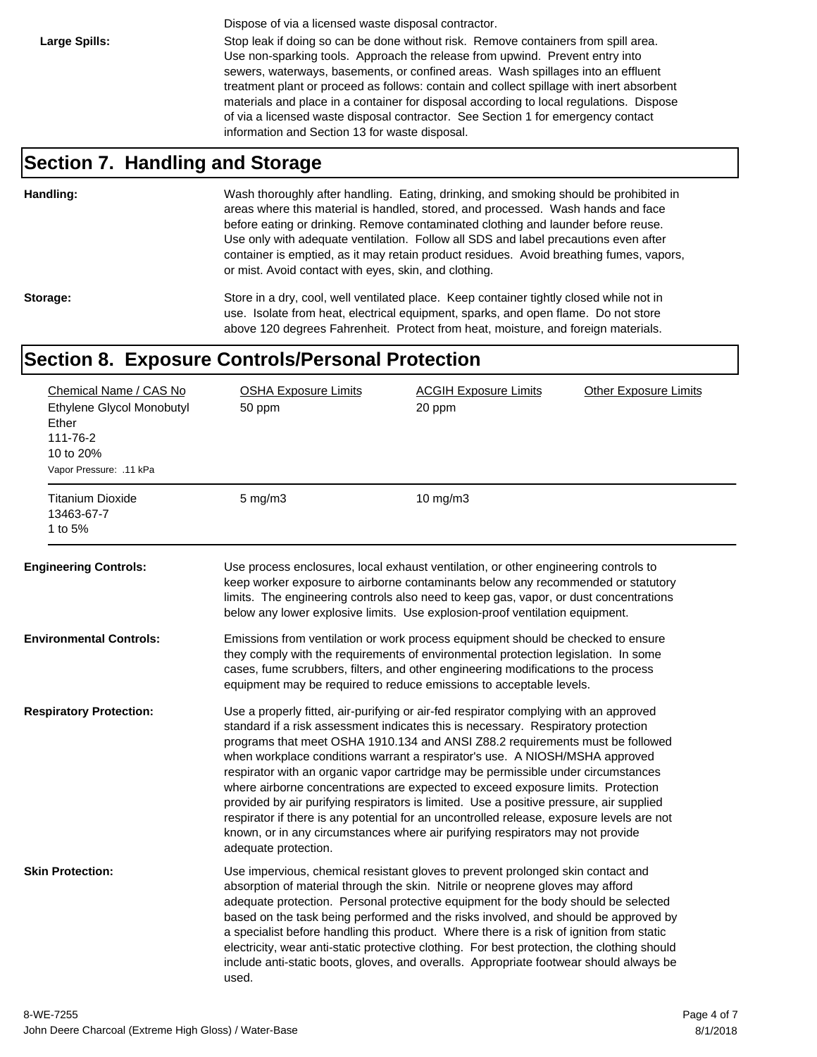Dispose of via a licensed waste disposal contractor.

**Large Spills:** Stop leak if doing so can be done without risk. Remove containers from spill area. Use non-sparking tools. Approach the release from upwind. Prevent entry into sewers, waterways, basements, or confined areas. Wash spillages into an effluent treatment plant or proceed as follows: contain and collect spillage with inert absorbent materials and place in a container for disposal according to local regulations. Dispose of via a licensed waste disposal contractor. See Section 1 for emergency contact information and Section 13 for waste disposal.

## Section 7. Handling and Storage

**Handling:** Wash thoroughly after handling. Eating, drinking, and smoking should be prohibited in areas where this material is handled, stored, and processed. Wash hands and face before eating or drinking. Remove contaminated clothing and launder before reuse. Use only with adequate ventilation. Follow all SDS and label precautions even after container is emptied, as it may retain product residues. Avoid breathing fumes, vapors, or mist. Avoid contact with eyes, skin, and clothing.

**Storage:** Store in a dry, cool, well ventilated place. Keep container tightly closed while not in use. Isolate from heat, electrical equipment, sparks, and open flame. Do not store above 120 degrees Fahrenheit. Protect from heat, moisture, and foreign materials.

## Section 8. Exposure Controls/Personal Protection

| Chemical Name / CAS No | OSHA Exposure Limits | ACGIH Exposure Limits | Other Exposure Limits |
|---|---|---|---|
| Ethylene Glycol Monobutyl Ether<br>111-76-2<br>10 to 20%<br>Vapor Pressure: .11 kPa | 50 ppm | 20 ppm | |
| Titanium Dioxide<br>13463-67-7<br>1 to 5% | 5 mg/m3 | 10 mg/m3 | |

**Engineering Controls:** Use process enclosures, local exhaust ventilation, or other engineering controls to keep worker exposure to airborne contaminants below any recommended or statutory limits. The engineering controls also need to keep gas, vapor, or dust concentrations below any lower explosive limits. Use explosion-proof ventilation equipment.

**Environmental Controls:** Emissions from ventilation or work process equipment should be checked to ensure they comply with the requirements of environmental protection legislation. In some cases, fume scrubbers, filters, and other engineering modifications to the process equipment may be required to reduce emissions to acceptable levels.

**Respiratory Protection:** Use a properly fitted, air-purifying or air-fed respirator complying with an approved standard if a risk assessment indicates this is necessary. Respiratory protection programs that meet OSHA 1910.134 and ANSI Z88.2 requirements must be followed when workplace conditions warrant a respirator's use. A NIOSH/MSHA approved respirator with an organic vapor cartridge may be permissible under circumstances where airborne concentrations are expected to exceed exposure limits. Protection provided by air purifying respirators is limited. Use a positive pressure, air supplied respirator if there is any potential for an uncontrolled release, exposure levels are not known, or in any circumstances where air purifying respirators may not provide adequate protection.

**Skin Protection:** Use impervious, chemical resistant gloves to prevent prolonged skin contact and absorption of material through the skin. Nitrile or neoprene gloves may afford adequate protection. Personal protective equipment for the body should be selected based on the task being performed and the risks involved, and should be approved by a specialist before handling this product. Where there is a risk of ignition from static electricity, wear anti-static protective clothing. For best protection, the clothing should include anti-static boots, gloves, and overalls. Appropriate footwear should always be used.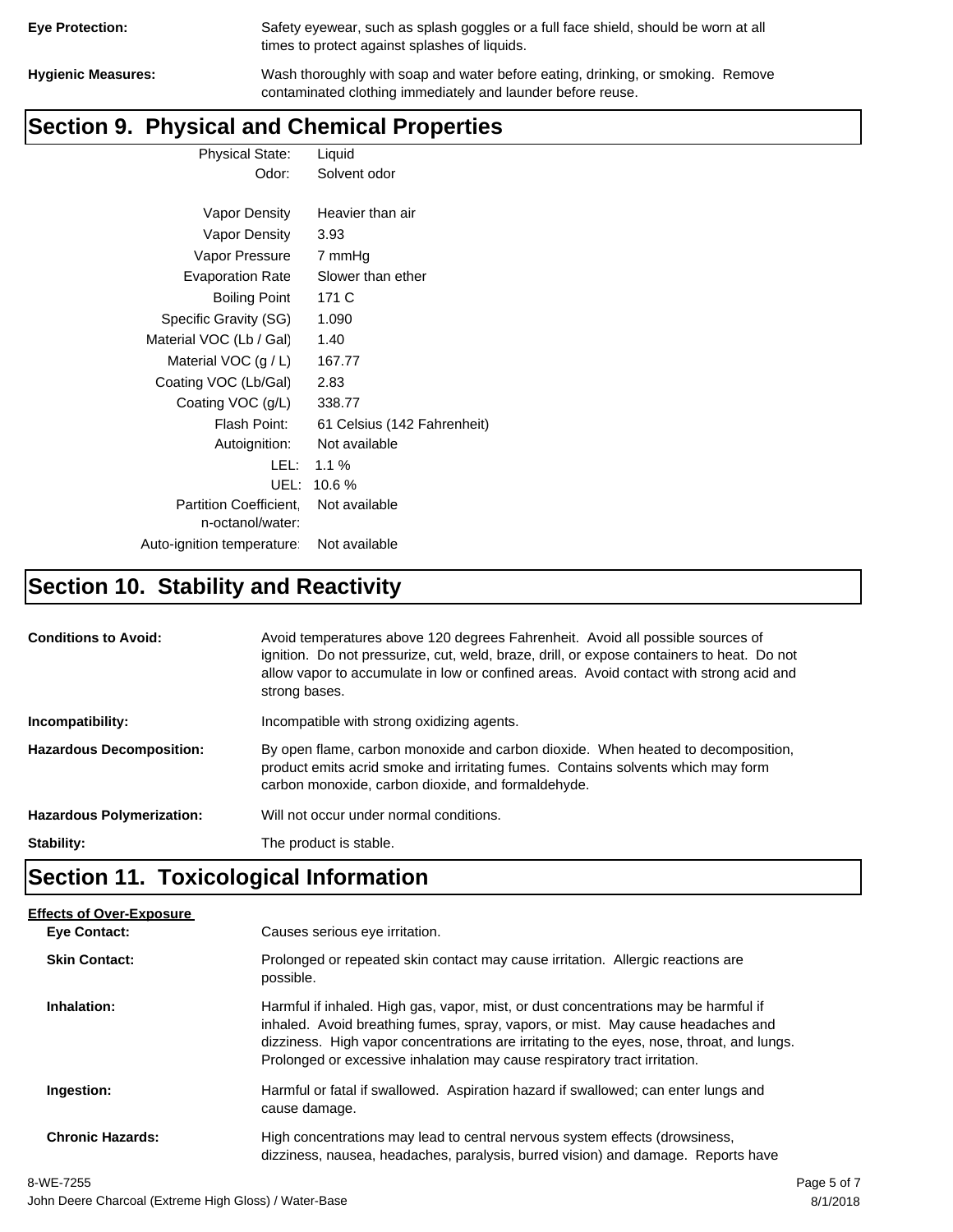**Eye Protection:** Safety eyewear, such as splash goggles or a full face shield, should be worn at all times to protect against splashes of liquids.

**Hygienic Measures:** Wash thoroughly with soap and water before eating, drinking, or smoking. Remove contaminated clothing immediately and launder before reuse.

## Section 9. Physical and Chemical Properties

| | |
|---|---|
| Physical State: | Liquid |
| Odor: | Solvent odor |
| Vapor Density | Heavier than air |
| Vapor Density | 3.93 |
| Vapor Pressure | 7 mmHg |
| Evaporation Rate | Slower than ether |
| Boiling Point | 171 C |
| Specific Gravity (SG) | 1.090 |
| Material VOC (Lb / Gal) | 1.40 |
| Material VOC (g / L) | 167.77 |
| Coating VOC (Lb/Gal) | 2.83 |
| Coating VOC (g/L) | 338.77 |
| Flash Point: | 61 Celsius (142 Fahrenheit) |
| Autoignition: | Not available |
| LEL: | 1.1 % |
| UEL: | 10.6 % |
| Partition Coefficient, n-octanol/water: | Not available |
| Auto-ignition temperature: | Not available |

## Section 10. Stability and Reactivity

**Conditions to Avoid:** Avoid temperatures above 120 degrees Fahrenheit. Avoid all possible sources of ignition. Do not pressurize, cut, weld, braze, drill, or expose containers to heat. Do not allow vapor to accumulate in low or confined areas. Avoid contact with strong acid and strong bases.

**Incompatibility:** Incompatible with strong oxidizing agents.

**Hazardous Decomposition:** By open flame, carbon monoxide and carbon dioxide. When heated to decomposition, product emits acrid smoke and irritating fumes. Contains solvents which may form carbon monoxide, carbon dioxide, and formaldehyde.

**Hazardous Polymerization:** Will not occur under normal conditions.

**Stability:** The product is stable.

## Section 11. Toxicological Information

**Effects of Over-Exposure**

**Eye Contact:** Causes serious eye irritation.

**Skin Contact:** Prolonged or repeated skin contact may cause irritation. Allergic reactions are possible.

**Inhalation:** Harmful if inhaled. High gas, vapor, mist, or dust concentrations may be harmful if inhaled. Avoid breathing fumes, spray, vapors, or mist. May cause headaches and dizziness. High vapor concentrations are irritating to the eyes, nose, throat, and lungs. Prolonged or excessive inhalation may cause respiratory tract irritation.

**Ingestion:** Harmful or fatal if swallowed. Aspiration hazard if swallowed; can enter lungs and cause damage.

**Chronic Hazards:** High concentrations may lead to central nervous system effects (drowsiness, dizziness, nausea, headaches, paralysis, burred vision) and damage. Reports have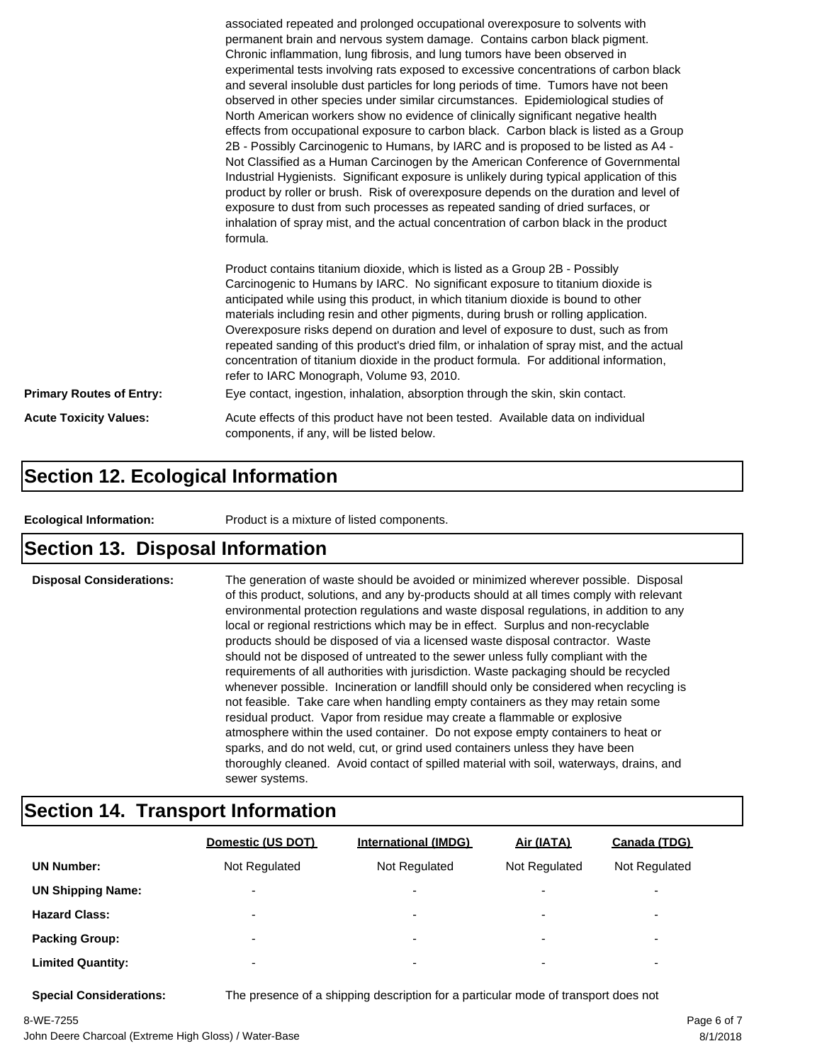associated repeated and prolonged occupational overexposure to solvents with permanent brain and nervous system damage. Contains carbon black pigment. Chronic inflammation, lung fibrosis, and lung tumors have been observed in experimental tests involving rats exposed to excessive concentrations of carbon black and several insoluble dust particles for long periods of time. Tumors have not been observed in other species under similar circumstances. Epidemiological studies of North American workers show no evidence of clinically significant negative health effects from occupational exposure to carbon black. Carbon black is listed as a Group 2B - Possibly Carcinogenic to Humans, by IARC and is proposed to be listed as A4 - Not Classified as a Human Carcinogen by the American Conference of Governmental Industrial Hygienists. Significant exposure is unlikely during typical application of this product by roller or brush. Risk of overexposure depends on the duration and level of exposure to dust from such processes as repeated sanding of dried surfaces, or inhalation of spray mist, and the actual concentration of carbon black in the product formula.

Product contains titanium dioxide, which is listed as a Group 2B - Possibly Carcinogenic to Humans by IARC. No significant exposure to titanium dioxide is anticipated while using this product, in which titanium dioxide is bound to other materials including resin and other pigments, during brush or rolling application. Overexposure risks depend on duration and level of exposure to dust, such as from repeated sanding of this product's dried film, or inhalation of spray mist, and the actual concentration of titanium dioxide in the product formula. For additional information, refer to IARC Monograph, Volume 93, 2010.

**Primary Routes of Entry:** Eye contact, ingestion, inhalation, absorption through the skin, skin contact.

**Acute Toxicity Values:** Acute effects of this product have not been tested. Available data on individual components, if any, will be listed below.

## Section 12. Ecological Information

**Ecological Information:** Product is a mixture of listed components.

## Section 13. Disposal Information

**Disposal Considerations:** The generation of waste should be avoided or minimized wherever possible. Disposal of this product, solutions, and any by-products should at all times comply with relevant environmental protection regulations and waste disposal regulations, in addition to any local or regional restrictions which may be in effect. Surplus and non-recyclable products should be disposed of via a licensed waste disposal contractor. Waste should not be disposed of untreated to the sewer unless fully compliant with the requirements of all authorities with jurisdiction. Waste packaging should be recycled whenever possible. Incineration or landfill should only be considered when recycling is not feasible. Take care when handling empty containers as they may retain some residual product. Vapor from residue may create a flammable or explosive atmosphere within the used container. Do not expose empty containers to heat or sparks, and do not weld, cut, or grind used containers unless they have been thoroughly cleaned. Avoid contact of spilled material with soil, waterways, drains, and sewer systems.

## Section 14. Transport Information

| | Domestic (US DOT) | International (IMDG) | Air (IATA) | Canada (TDG) |
|---|---|---|---|---|
| **UN Number:** | Not Regulated | Not Regulated | Not Regulated | Not Regulated |
| **UN Shipping Name:** | - | - | - | - |
| **Hazard Class:** | - | - | - | - |
| **Packing Group:** | - | - | - | - |
| **Limited Quantity:** | - | - | - | - |

**Special Considerations:** The presence of a shipping description for a particular mode of transport does not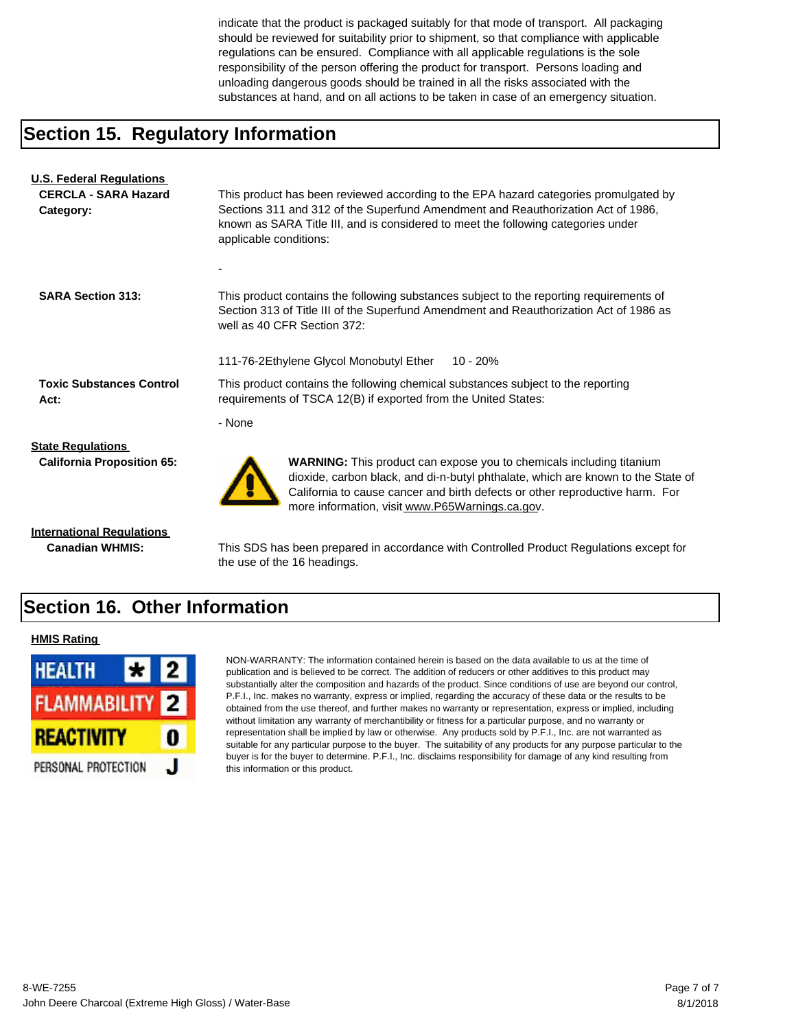indicate that the product is packaged suitably for that mode of transport. All packaging should be reviewed for suitability prior to shipment, so that compliance with applicable regulations can be ensured. Compliance with all applicable regulations is the sole responsibility of the person offering the product for transport. Persons loading and unloading dangerous goods should be trained in all the risks associated with the substances at hand, and on all actions to be taken in case of an emergency situation.

## Section 15. Regulatory Information

**U.S. Federal Regulations**

**CERCLA - SARA Hazard Category:**

This product has been reviewed according to the EPA hazard categories promulgated by Sections 311 and 312 of the Superfund Amendment and Reauthorization Act of 1986, known as SARA Title III, and is considered to meet the following categories under applicable conditions:

-

**SARA Section 313:**

This product contains the following substances subject to the reporting requirements of Section 313 of Title III of the Superfund Amendment and Reauthorization Act of 1986 as well as 40 CFR Section 372:

111-76-2Ethylene Glycol Monobutyl Ether 10 - 20%

**Toxic Substances Control Act:**

This product contains the following chemical substances subject to the reporting requirements of TSCA 12(B) if exported from the United States:

- None

**State Regulations**

**California Proposition 65:**

**WARNING:** This product can expose you to chemicals including titanium dioxide, carbon black, and di-n-butyl phthalate, which are known to the State of California to cause cancer and birth defects or other reproductive harm. For more information, visit www.P65Warnings.ca.gov.

**International Regulations**

**Canadian WHMIS:**

This SDS has been prepared in accordance with Controlled Product Regulations except for the use of the 16 headings.

## Section 16. Other Information

**HMIS Rating**

| | | |
|---|---|---|
| HEALTH | * | 2 |
| FLAMMABILITY | | 2 |
| REACTIVITY | | 0 |
| PERSONAL PROTECTION | | J |

NON-WARRANTY: The information contained herein is based on the data available to us at the time of publication and is believed to be correct. The addition of reducers or other additives to this product may substantially alter the composition and hazards of the product. Since conditions of use are beyond our control, P.F.I., Inc. makes no warranty, express or implied, regarding the accuracy of these data or the results to be obtained from the use thereof, and further makes no warranty or representation, express or implied, including without limitation any warranty of merchantability or fitness for a particular purpose, and no warranty or representation shall be implied by law or otherwise. Any products sold by P.F.I., Inc. are not warranted as suitable for any particular purpose to the buyer. The suitability of any products for any purpose particular to the buyer is for the buyer to determine. P.F.I., Inc. disclaims responsibility for damage of any kind resulting from this information or this product.

8-WE-7255
John Deere Charcoal (Extreme High Gloss) / Water-Base

8/1/2018